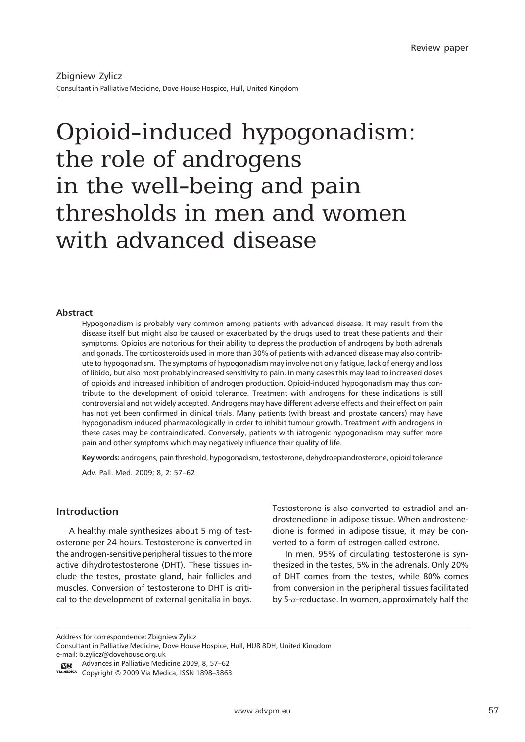Review paper

Zbigniew Zylicz

Consultant in Palliative Medicine, Dove House Hospice, Hull, United Kingdom

# Opioid-induced hypogonadism: the role of androgens in the well-being and pain thresholds in men and women with advanced disease

### Abstract

Hypogonadism is probably very common among patients with advanced disease. It may result from the disease itself but might also be caused or exacerbated by the drugs used to treat these patients and their symptoms. Opioids are notorious for their ability to depress the production of androgens by both adrenals and gonads. The corticosteroids used in more than 30% of patients with advanced disease may also contribute to hypogonadism. The symptoms of hypogonadism may involve not only fatigue, lack of energy and loss of libido, but also most probably increased sensitivity to pain. In many cases this may lead to increased doses of opioids and increased inhibition of androgen production. Opioid-induced hypogonadism may thus contribute to the development of opioid tolerance. Treatment with androgens for these indications is still controversial and not widely accepted. Androgens may have different adverse effects and their effect on pain has not yet been confirmed in clinical trials. Many patients (with breast and prostate cancers) may have hypogonadism induced pharmacologically in order to inhibit tumour growth. Treatment with androgens in these cases may be contraindicated. Conversely, patients with iatrogenic hypogonadism may suffer more pain and other symptoms which may negatively influence their quality of life.

**Key words:** androgens, pain threshold, hypogonadism, testosterone, dehydroepiandrosterone, opioid tolerance

Adv. Pall. Med. 2009; 8, 2: 57–62

## Introduction

A healthy male synthesizes about 5 mg of testosterone per 24 hours. Testosterone is converted in the androgen-sensitive peripheral tissues to the more active dihydrotestosterone (DHT). These tissues include the testes, prostate gland, hair follicles and muscles. Conversion of testosterone to DHT is critical to the development of external genitalia in boys. Testosterone is also converted to estradiol and androstenedione in adipose tissue. When androstenedione is formed in adipose tissue, it may be converted to a form of estrogen called estrone.

In men, 95% of circulating testosterone is synthesized in the testes, 5% in the adrenals. Only 20% of DHT comes from the testes, while 80% comes from conversion in the peripheral tissues facilitated by 5-$\alpha$-reductase. In women, approximately half the

Address for correspondence: Zbigniew Zylicz
Consultant in Palliative Medicine, Dove House Hospice, Hull, HU8 8DH, United Kingdom
e-mail: b.zylicz@dovehouse.org.uk

Advances in Palliative Medicine 2009, 8, 57–62
Copyright © 2009 Via Medica, ISSN 1898–3863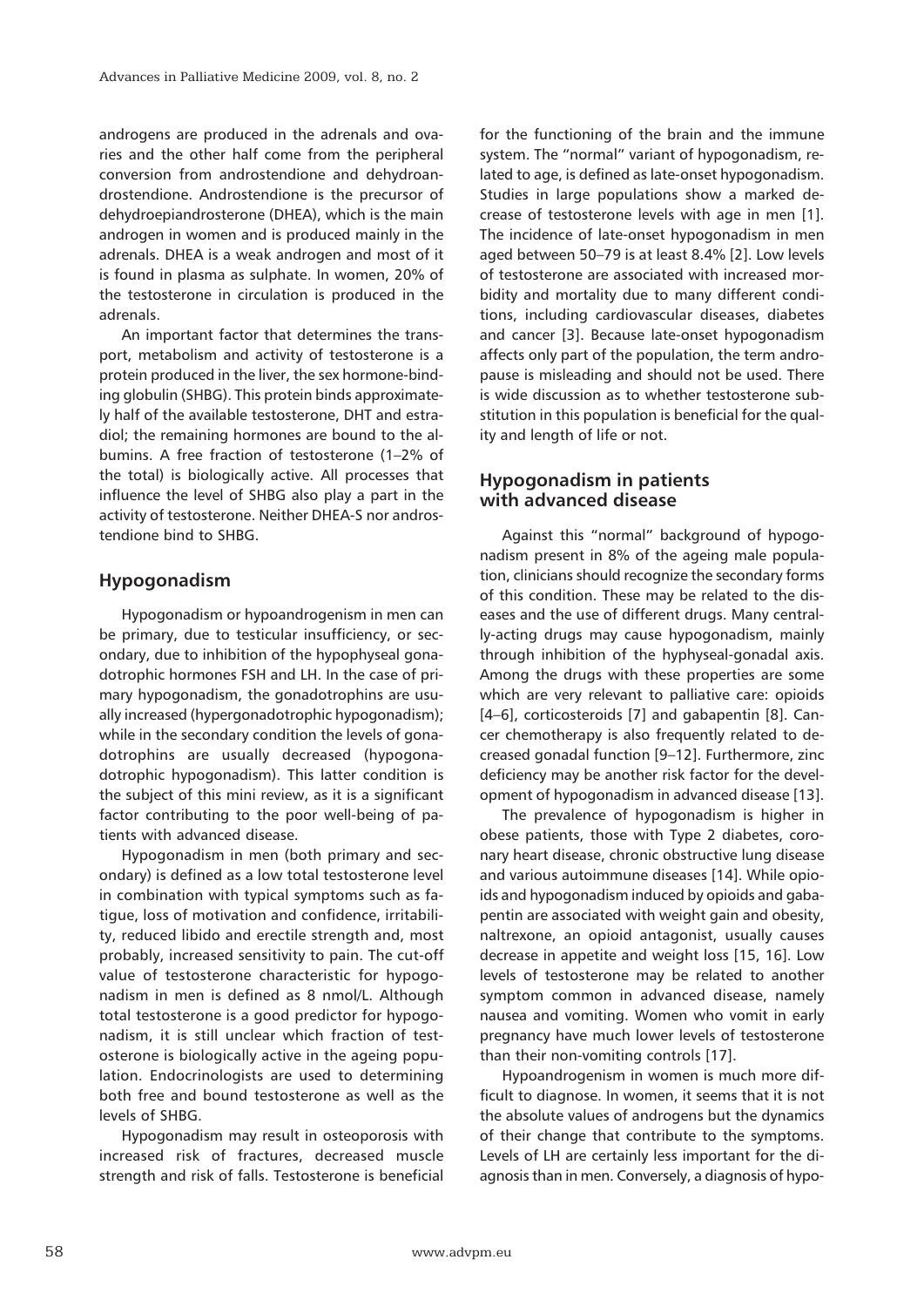androgens are produced in the adrenals and ovaries and the other half come from the peripheral conversion from androstendione and dehydroandrostendione. Androstendione is the precursor of dehydroepiandrosterone (DHEA), which is the main androgen in women and is produced mainly in the adrenals. DHEA is a weak androgen and most of it is found in plasma as sulphate. In women, 20% of the testosterone in circulation is produced in the adrenals.

An important factor that determines the transport, metabolism and activity of testosterone is a protein produced in the liver, the sex hormone-binding globulin (SHBG). This protein binds approximately half of the available testosterone, DHT and estradiol; the remaining hormones are bound to the albumins. A free fraction of testosterone (1–2% of the total) is biologically active. All processes that influence the level of SHBG also play a part in the activity of testosterone. Neither DHEA-S nor androstendione bind to SHBG.

## Hypogonadism

Hypogonadism or hypoandrogenism in men can be primary, due to testicular insufficiency, or secondary, due to inhibition of the hypophyseal gonadotrophic hormones FSH and LH. In the case of primary hypogonadism, the gonadotrophins are usually increased (hypergonadotrophic hypogonadism); while in the secondary condition the levels of gonadotrophins are usually decreased (hypogonadotrophic hypogonadism). This latter condition is the subject of this mini review, as it is a significant factor contributing to the poor well-being of patients with advanced disease.

Hypogonadism in men (both primary and secondary) is defined as a low total testosterone level in combination with typical symptoms such as fatigue, loss of motivation and confidence, irritability, reduced libido and erectile strength and, most probably, increased sensitivity to pain. The cut-off value of testosterone characteristic for hypogonadism in men is defined as 8 nmol/L. Although total testosterone is a good predictor for hypogonadism, it is still unclear which fraction of testosterone is biologically active in the ageing population. Endocrinologists are used to determining both free and bound testosterone as well as the levels of SHBG.

Hypogonadism may result in osteoporosis with increased risk of fractures, decreased muscle strength and risk of falls. Testosterone is beneficial for the functioning of the brain and the immune system. The "normal" variant of hypogonadism, related to age, is defined as late-onset hypogonadism. Studies in large populations show a marked decrease of testosterone levels with age in men [1]. The incidence of late-onset hypogonadism in men aged between 50–79 is at least 8.4% [2]. Low levels of testosterone are associated with increased morbidity and mortality due to many different conditions, including cardiovascular diseases, diabetes and cancer [3]. Because late-onset hypogonadism affects only part of the population, the term andropause is misleading and should not be used. There is wide discussion as to whether testosterone substitution in this population is beneficial for the quality and length of life or not.

## Hypogonadism in patients with advanced disease

Against this "normal" background of hypogonadism present in 8% of the ageing male population, clinicians should recognize the secondary forms of this condition. These may be related to the diseases and the use of different drugs. Many centrally-acting drugs may cause hypogonadism, mainly through inhibition of the hyphyseal-gonadal axis. Among the drugs with these properties are some which are very relevant to palliative care: opioids [4–6], corticosteroids [7] and gabapentin [8]. Cancer chemotherapy is also frequently related to decreased gonadal function [9–12]. Furthermore, zinc deficiency may be another risk factor for the development of hypogonadism in advanced disease [13].

The prevalence of hypogonadism is higher in obese patients, those with Type 2 diabetes, coronary heart disease, chronic obstructive lung disease and various autoimmune diseases [14]. While opioids and hypogonadism induced by opioids and gabapentin are associated with weight gain and obesity, naltrexone, an opioid antagonist, usually causes decrease in appetite and weight loss [15, 16]. Low levels of testosterone may be related to another symptom common in advanced disease, namely nausea and vomiting. Women who vomit in early pregnancy have much lower levels of testosterone than their non-vomiting controls [17].

Hypoandrogenism in women is much more difficult to diagnose. In women, it seems that it is not the absolute values of androgens but the dynamics of their change that contribute to the symptoms. Levels of LH are certainly less important for the diagnosis than in men. Conversely, a diagnosis of hypo-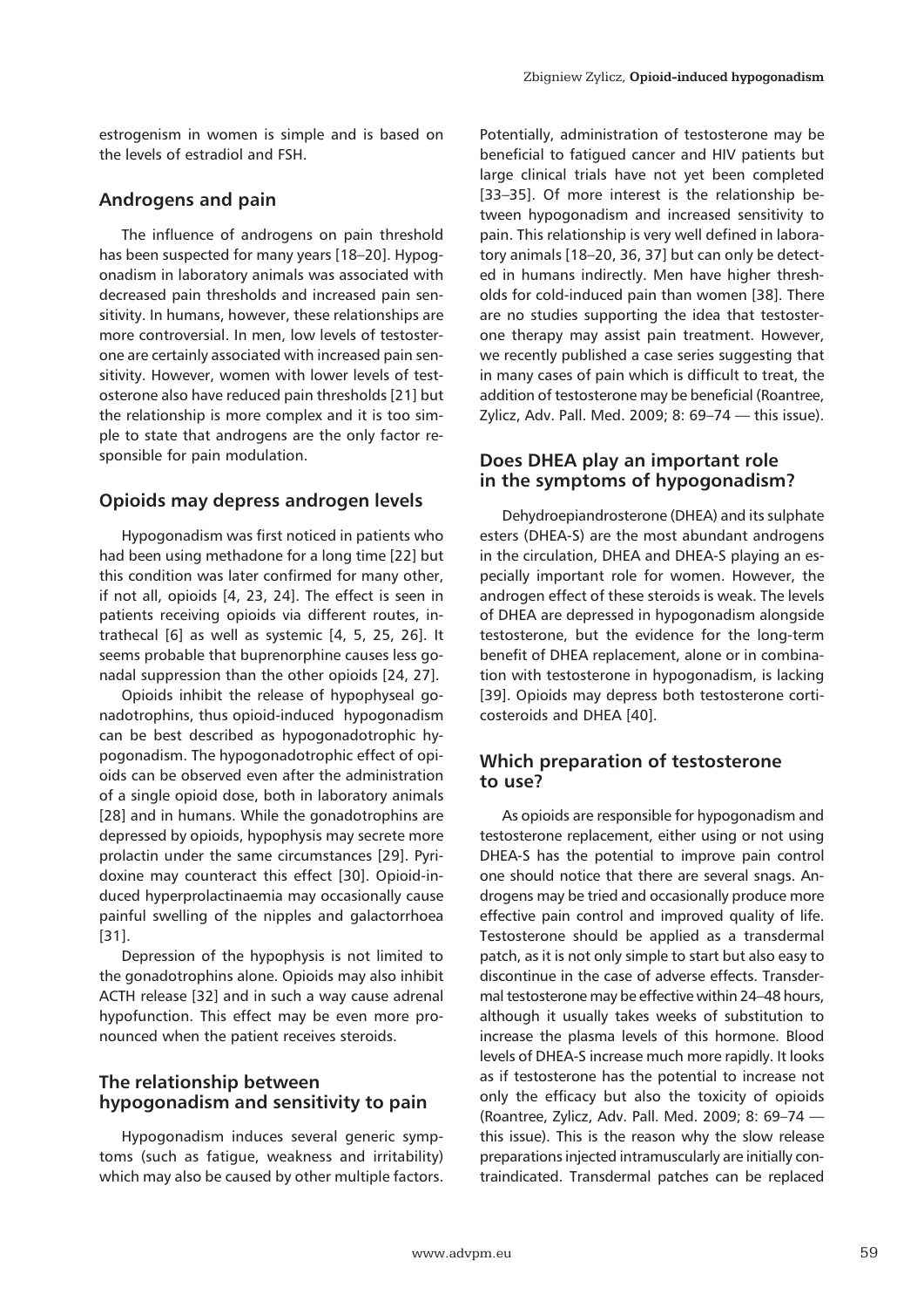estrogenism in women is simple and is based on the levels of estradiol and FSH.

## Androgens and pain

The influence of androgens on pain threshold has been suspected for many years [18–20]. Hypogonadism in laboratory animals was associated with decreased pain thresholds and increased pain sensitivity. In humans, however, these relationships are more controversial. In men, low levels of testosterone are certainly associated with increased pain sensitivity. However, women with lower levels of testosterone also have reduced pain thresholds [21] but the relationship is more complex and it is too simple to state that androgens are the only factor responsible for pain modulation.

## Opioids may depress androgen levels

Hypogonadism was first noticed in patients who had been using methadone for a long time [22] but this condition was later confirmed for many other, if not all, opioids [4, 23, 24]. The effect is seen in patients receiving opioids via different routes, intrathecal [6] as well as systemic [4, 5, 25, 26]. It seems probable that buprenorphine causes less gonadal suppression than the other opioids [24, 27].

Opioids inhibit the release of hypophyseal gonadotrophins, thus opioid-induced hypogonadism can be best described as hypogonadotrophic hypogonadism. The hypogonadotrophic effect of opioids can be observed even after the administration of a single opioid dose, both in laboratory animals [28] and in humans. While the gonadotrophins are depressed by opioids, hypophysis may secrete more prolactin under the same circumstances [29]. Pyridoxine may counteract this effect [30]. Opioid-induced hyperprolactinaemia may occasionally cause painful swelling of the nipples and galactorrhoea [31].

Depression of the hypophysis is not limited to the gonadotrophins alone. Opioids may also inhibit ACTH release [32] and in such a way cause adrenal hypofunction. This effect may be even more pronounced when the patient receives steroids.

## The relationship between hypogonadism and sensitivity to pain

Hypogonadism induces several generic symptoms (such as fatigue, weakness and irritability) which may also be caused by other multiple factors. Potentially, administration of testosterone may be beneficial to fatigued cancer and HIV patients but large clinical trials have not yet been completed [33–35]. Of more interest is the relationship between hypogonadism and increased sensitivity to pain. This relationship is very well defined in laboratory animals [18–20, 36, 37] but can only be detected in humans indirectly. Men have higher thresholds for cold-induced pain than women [38]. There are no studies supporting the idea that testosterone therapy may assist pain treatment. However, we recently published a case series suggesting that in many cases of pain which is difficult to treat, the addition of testosterone may be beneficial (Roantree, Zylicz, Adv. Pall. Med. 2009; 8: 69–74 — this issue).

## Does DHEA play an important role in the symptoms of hypogonadism?

Dehydroepiandrosterone (DHEA) and its sulphate esters (DHEA-S) are the most abundant androgens in the circulation, DHEA and DHEA-S playing an especially important role for women. However, the androgen effect of these steroids is weak. The levels of DHEA are depressed in hypogonadism alongside testosterone, but the evidence for the long-term benefit of DHEA replacement, alone or in combination with testosterone in hypogonadism, is lacking [39]. Opioids may depress both testosterone corticosteroids and DHEA [40].

## Which preparation of testosterone to use?

As opioids are responsible for hypogonadism and testosterone replacement, either using or not using DHEA-S has the potential to improve pain control one should notice that there are several snags. Androgens may be tried and occasionally produce more effective pain control and improved quality of life. Testosterone should be applied as a transdermal patch, as it is not only simple to start but also easy to discontinue in the case of adverse effects. Transdermal testosterone may be effective within 24–48 hours, although it usually takes weeks of substitution to increase the plasma levels of this hormone. Blood levels of DHEA-S increase much more rapidly. It looks as if testosterone has the potential to increase not only the efficacy but also the toxicity of opioids (Roantree, Zylicz, Adv. Pall. Med. 2009; 8: 69–74 — this issue). This is the reason why the slow release preparations injected intramuscularly are initially contraindicated. Transdermal patches can be replaced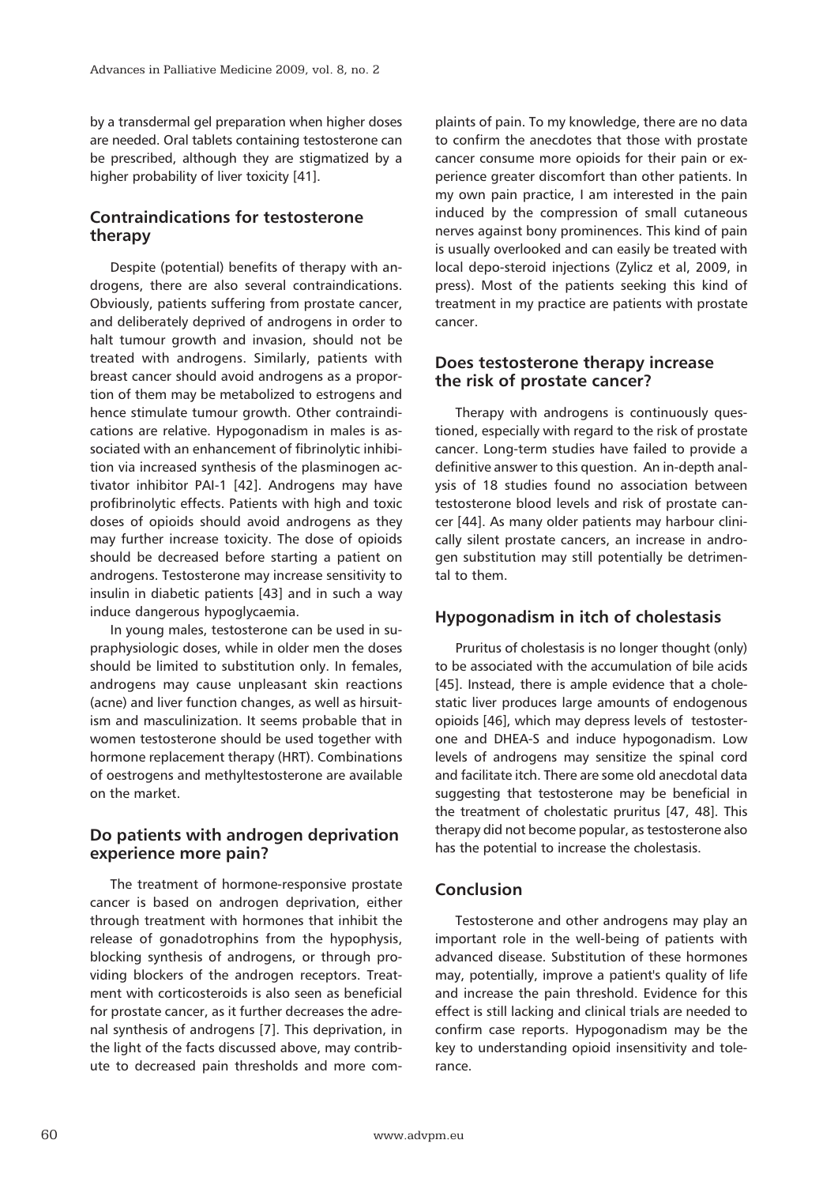by a transdermal gel preparation when higher doses are needed. Oral tablets containing testosterone can be prescribed, although they are stigmatized by a higher probability of liver toxicity [41].

## Contraindications for testosterone therapy

Despite (potential) benefits of therapy with androgens, there are also several contraindications. Obviously, patients suffering from prostate cancer, and deliberately deprived of androgens in order to halt tumour growth and invasion, should not be treated with androgens. Similarly, patients with breast cancer should avoid androgens as a proportion of them may be metabolized to estrogens and hence stimulate tumour growth. Other contraindications are relative. Hypogonadism in males is associated with an enhancement of fibrinolytic inhibition via increased synthesis of the plasminogen activator inhibitor PAI-1 [42]. Androgens may have profibrinolytic effects. Patients with high and toxic doses of opioids should avoid androgens as they may further increase toxicity. The dose of opioids should be decreased before starting a patient on androgens. Testosterone may increase sensitivity to insulin in diabetic patients [43] and in such a way induce dangerous hypoglycaemia.

In young males, testosterone can be used in supraphysiologic doses, while in older men the doses should be limited to substitution only. In females, androgens may cause unpleasant skin reactions (acne) and liver function changes, as well as hirsuitism and masculinization. It seems probable that in women testosterone should be used together with hormone replacement therapy (HRT). Combinations of oestrogens and methyltestosterone are available on the market.

## Do patients with androgen deprivation experience more pain?

The treatment of hormone-responsive prostate cancer is based on androgen deprivation, either through treatment with hormones that inhibit the release of gonadotrophins from the hypophysis, blocking synthesis of androgens, or through providing blockers of the androgen receptors. Treatment with corticosteroids is also seen as beneficial for prostate cancer, as it further decreases the adrenal synthesis of androgens [7]. This deprivation, in the light of the facts discussed above, may contribute to decreased pain thresholds and more complaints of pain. To my knowledge, there are no data to confirm the anecdotes that those with prostate cancer consume more opioids for their pain or experience greater discomfort than other patients. In my own pain practice, I am interested in the pain induced by the compression of small cutaneous nerves against bony prominences. This kind of pain is usually overlooked and can easily be treated with local depo-steroid injections (Zylicz et al, 2009, in press). Most of the patients seeking this kind of treatment in my practice are patients with prostate cancer.

## Does testosterone therapy increase the risk of prostate cancer?

Therapy with androgens is continuously questioned, especially with regard to the risk of prostate cancer. Long-term studies have failed to provide a definitive answer to this question. An in-depth analysis of 18 studies found no association between testosterone blood levels and risk of prostate cancer [44]. As many older patients may harbour clinically silent prostate cancers, an increase in androgen substitution may still potentially be detrimental to them.

## Hypogonadism in itch of cholestasis

Pruritus of cholestasis is no longer thought (only) to be associated with the accumulation of bile acids [45]. Instead, there is ample evidence that a cholestatic liver produces large amounts of endogenous opioids [46], which may depress levels of testosterone and DHEA-S and induce hypogonadism. Low levels of androgens may sensitize the spinal cord and facilitate itch. There are some old anecdotal data suggesting that testosterone may be beneficial in the treatment of cholestatic pruritus [47, 48]. This therapy did not become popular, as testosterone also has the potential to increase the cholestasis.

## Conclusion

Testosterone and other androgens may play an important role in the well-being of patients with advanced disease. Substitution of these hormones may, potentially, improve a patient's quality of life and increase the pain threshold. Evidence for this effect is still lacking and clinical trials are needed to confirm case reports. Hypogonadism may be the key to understanding opioid insensitivity and tolerance.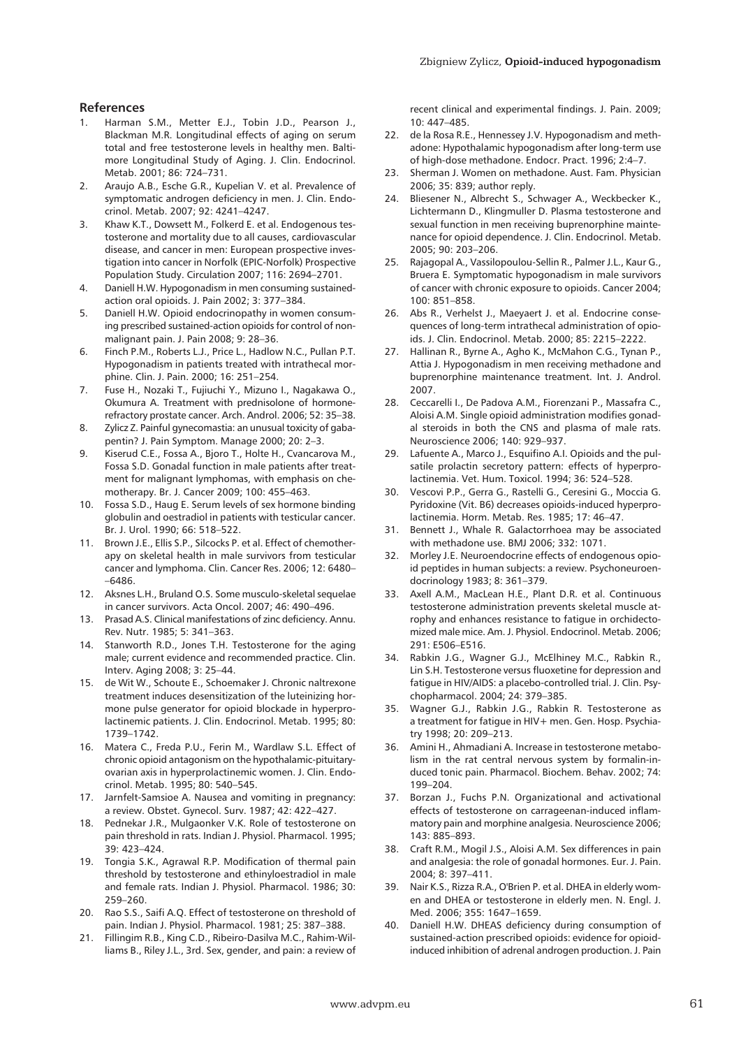## References

1. Harman S.M., Metter E.J., Tobin J.D., Pearson J., Blackman M.R. Longitudinal effects of aging on serum total and free testosterone levels in healthy men. Baltimore Longitudinal Study of Aging. J. Clin. Endocrinol. Metab. 2001; 86: 724–731.
2. Araujo A.B., Esche G.R., Kupelian V. et al. Prevalence of symptomatic androgen deficiency in men. J. Clin. Endocrinol. Metab. 2007; 92: 4241–4247.
3. Khaw K.T., Dowsett M., Folkerd E. et al. Endogenous testosterone and mortality due to all causes, cardiovascular disease, and cancer in men: European prospective investigation into cancer in Norfolk (EPIC-Norfolk) Prospective Population Study. Circulation 2007; 116: 2694–2701.
4. Daniell H.W. Hypogonadism in men consuming sustained-action oral opioids. J. Pain 2002; 3: 377–384.
5. Daniell H.W. Opioid endocrinopathy in women consuming prescribed sustained-action opioids for control of nonmalignant pain. J. Pain 2008; 9: 28–36.
6. Finch P.M., Roberts L.J., Price L., Hadlow N.C., Pullan P.T. Hypogonadism in patients treated with intrathecal morphine. Clin. J. Pain. 2000; 16: 251–254.
7. Fuse H., Nozaki T., Fujiuchi Y., Mizuno I., Nagakawa O., Okumura A. Treatment with prednisolone of hormone-refractory prostate cancer. Arch. Androl. 2006; 52: 35–38.
8. Zylicz Z. Painful gynecomastia: an unusual toxicity of gabapentin? J. Pain Symptom. Manage 2000; 20: 2–3.
9. Kiserud C.E., Fossa A., Bjoro T., Holte H., Cvancarova M., Fossa S.D. Gonadal function in male patients after treatment for malignant lymphomas, with emphasis on chemotherapy. Br. J. Cancer 2009; 100: 455–463.
10. Fossa S.D., Haug E. Serum levels of sex hormone binding globulin and oestradiol in patients with testicular cancer. Br. J. Urol. 1990; 66: 518–522.
11. Brown J.E., Ellis S.P., Silcocks P. et al. Effect of chemotherapy on skeletal health in male survivors from testicular cancer and lymphoma. Clin. Cancer Res. 2006; 12: 6480––6486.
12. Aksnes L.H., Bruland O.S. Some musculo-skeletal sequelae in cancer survivors. Acta Oncol. 2007; 46: 490–496.
13. Prasad A.S. Clinical manifestations of zinc deficiency. Annu. Rev. Nutr. 1985; 5: 341–363.
14. Stanworth R.D., Jones T.H. Testosterone for the aging male; current evidence and recommended practice. Clin. Interv. Aging 2008; 3: 25–44.
15. de Wit W., Schoute E., Schoemaker J. Chronic naltrexone treatment induces desensitization of the luteinizing hormone pulse generator for opioid blockade in hyperprolactinemic patients. J. Clin. Endocrinol. Metab. 1995; 80: 1739–1742.
16. Matera C., Freda P.U., Ferin M., Wardlaw S.L. Effect of chronic opioid antagonism on the hypothalamic-pituitary-ovarian axis in hyperprolactinemic women. J. Clin. Endocrinol. Metab. 1995; 80: 540–545.
17. Jarnfelt-Samsioe A. Nausea and vomiting in pregnancy: a review. Obstet. Gynecol. Surv. 1987; 42: 422–427.
18. Pednekar J.R., Mulgaonker V.K. Role of testosterone on pain threshold in rats. Indian J. Physiol. Pharmacol. 1995; 39: 423–424.
19. Tongia S.K., Agrawal R.P. Modification of thermal pain threshold by testosterone and ethinyloestradiol in male and female rats. Indian J. Physiol. Pharmacol. 1986; 30: 259–260.
20. Rao S.S., Saifi A.Q. Effect of testosterone on threshold of pain. Indian J. Physiol. Pharmacol. 1981; 25: 387–388.
21. Fillingim R.B., King C.D., Ribeiro-Dasilva M.C., Rahim-Williams B., Riley J.L., 3rd. Sex, gender, and pain: a review of recent clinical and experimental findings. J. Pain. 2009; 10: 447–485.
22. de la Rosa R.E., Hennessey J.V. Hypogonadism and methadone: Hypothalamic hypogonadism after long-term use of high-dose methadone. Endocr. Pract. 1996; 2:4–7.
23. Sherman J. Women on methadone. Aust. Fam. Physician 2006; 35: 839; author reply.
24. Bliesener N., Albrecht S., Schwager A., Weckbecker K., Lichtermann D., Klingmuller D. Plasma testosterone and sexual function in men receiving buprenorphine maintenance for opioid dependence. J. Clin. Endocrinol. Metab. 2005; 90: 203–206.
25. Rajagopal A., Vassilopoulou-Sellin R., Palmer J.L., Kaur G., Bruera E. Symptomatic hypogonadism in male survivors of cancer with chronic exposure to opioids. Cancer 2004; 100: 851–858.
26. Abs R., Verhelst J., Maeyaert J. et al. Endocrine consequences of long-term intrathecal administration of opioids. J. Clin. Endocrinol. Metab. 2000; 85: 2215–2222.
27. Hallinan R., Byrne A., Agho K., McMahon C.G., Tynan P., Attia J. Hypogonadism in men receiving methadone and buprenorphine maintenance treatment. Int. J. Androl. 2007.
28. Ceccarelli I., De Padova A.M., Fiorenzani P., Massafra C., Aloisi A.M. Single opioid administration modifies gonadal steroids in both the CNS and plasma of male rats. Neuroscience 2006; 140: 929–937.
29. Lafuente A., Marco J., Esquifino A.I. Opioids and the pulsatile prolactin secretory pattern: effects of hyperprolactinemia. Vet. Hum. Toxicol. 1994; 36: 524–528.
30. Vescovi P.P., Gerra G., Rastelli G., Ceresini G., Moccia G. Pyridoxine (Vit. B6) decreases opioids-induced hyperprolactinemia. Horm. Metab. Res. 1985; 17: 46–47.
31. Bennett J., Whale R. Galactorrhoea may be associated with methadone use. BMJ 2006; 332: 1071.
32. Morley J.E. Neuroendocrine effects of endogenous opioid peptides in human subjects: a review. Psychoneuroendocrinology 1983; 8: 361–379.
33. Axell A.M., MacLean H.E., Plant D.R. et al. Continuous testosterone administration prevents skeletal muscle atrophy and enhances resistance to fatigue in orchidectomized male mice. Am. J. Physiol. Endocrinol. Metab. 2006; 291: E506–E516.
34. Rabkin J.G., Wagner G.J., McElhiney M.C., Rabkin R., Lin S.H. Testosterone versus fluoxetine for depression and fatigue in HIV/AIDS: a placebo-controlled trial. J. Clin. Psychopharmacol. 2004; 24: 379–385.
35. Wagner G.J., Rabkin J.G., Rabkin R. Testosterone as a treatment for fatigue in HIV+ men. Gen. Hosp. Psychiatry 1998; 20: 209–213.
36. Amini H., Ahmadiani A. Increase in testosterone metabolism in the rat central nervous system by formalin-induced tonic pain. Pharmacol. Biochem. Behav. 2002; 74: 199–204.
37. Borzan J., Fuchs P.N. Organizational and activational effects of testosterone on carrageenan-induced inflammatory pain and morphine analgesia. Neuroscience 2006; 143: 885–893.
38. Craft R.M., Mogil J.S., Aloisi A.M. Sex differences in pain and analgesia: the role of gonadal hormones. Eur. J. Pain. 2004; 8: 397–411.
39. Nair K.S., Rizza R.A., O'Brien P. et al. DHEA in elderly women and DHEA or testosterone in elderly men. N. Engl. J. Med. 2006; 355: 1647–1659.
40. Daniell H.W. DHEAS deficiency during consumption of sustained-action prescribed opioids: evidence for opioid-induced inhibition of adrenal androgen production. J. Pain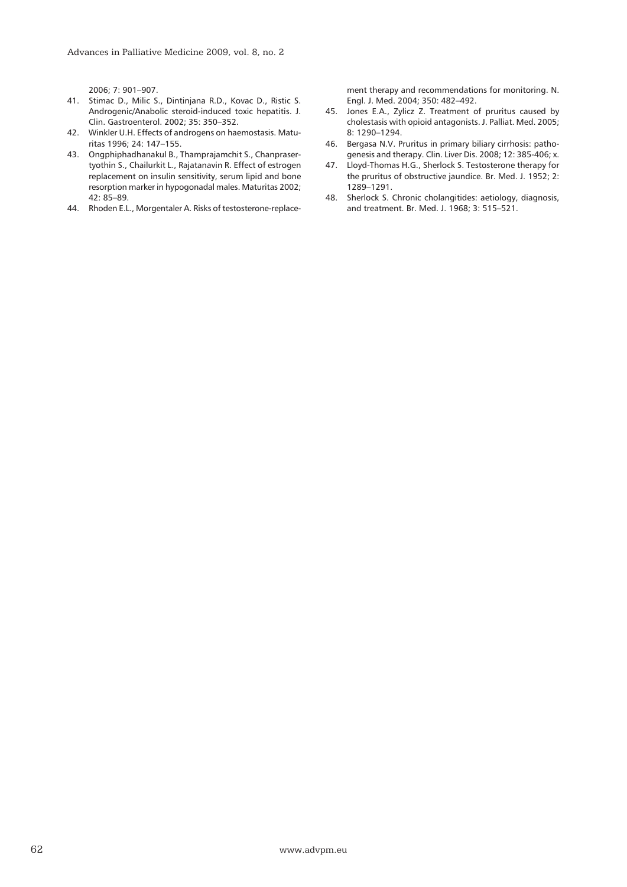2006; 7: 901–907.

41. Stimac D., Milic S., Dintinjana R.D., Kovac D., Ristic S. Androgenic/Anabolic steroid-induced toxic hepatitis. J. Clin. Gastroenterol. 2002; 35: 350–352.
42. Winkler U.H. Effects of androgens on haemostasis. Maturitas 1996; 24: 147–155.
43. Ongphiphadhanakul B., Thamprajamchit S., Chanprasertyothin S., Chailurkit L., Rajatanavin R. Effect of estrogen replacement on insulin sensitivity, serum lipid and bone resorption marker in hypogonadal males. Maturitas 2002; 42: 85–89.
44. Rhoden E.L., Morgentaler A. Risks of testosterone-replacement therapy and recommendations for monitoring. N. Engl. J. Med. 2004; 350: 482–492.
45. Jones E.A., Zylicz Z. Treatment of pruritus caused by cholestasis with opioid antagonists. J. Palliat. Med. 2005; 8: 1290–1294.
46. Bergasa N.V. Pruritus in primary biliary cirrhosis: pathogenesis and therapy. Clin. Liver Dis. 2008; 12: 385-406; x.
47. Lloyd-Thomas H.G., Sherlock S. Testosterone therapy for the pruritus of obstructive jaundice. Br. Med. J. 1952; 2: 1289–1291.
48. Sherlock S. Chronic cholangitides: aetiology, diagnosis, and treatment. Br. Med. J. 1968; 3: 515–521.